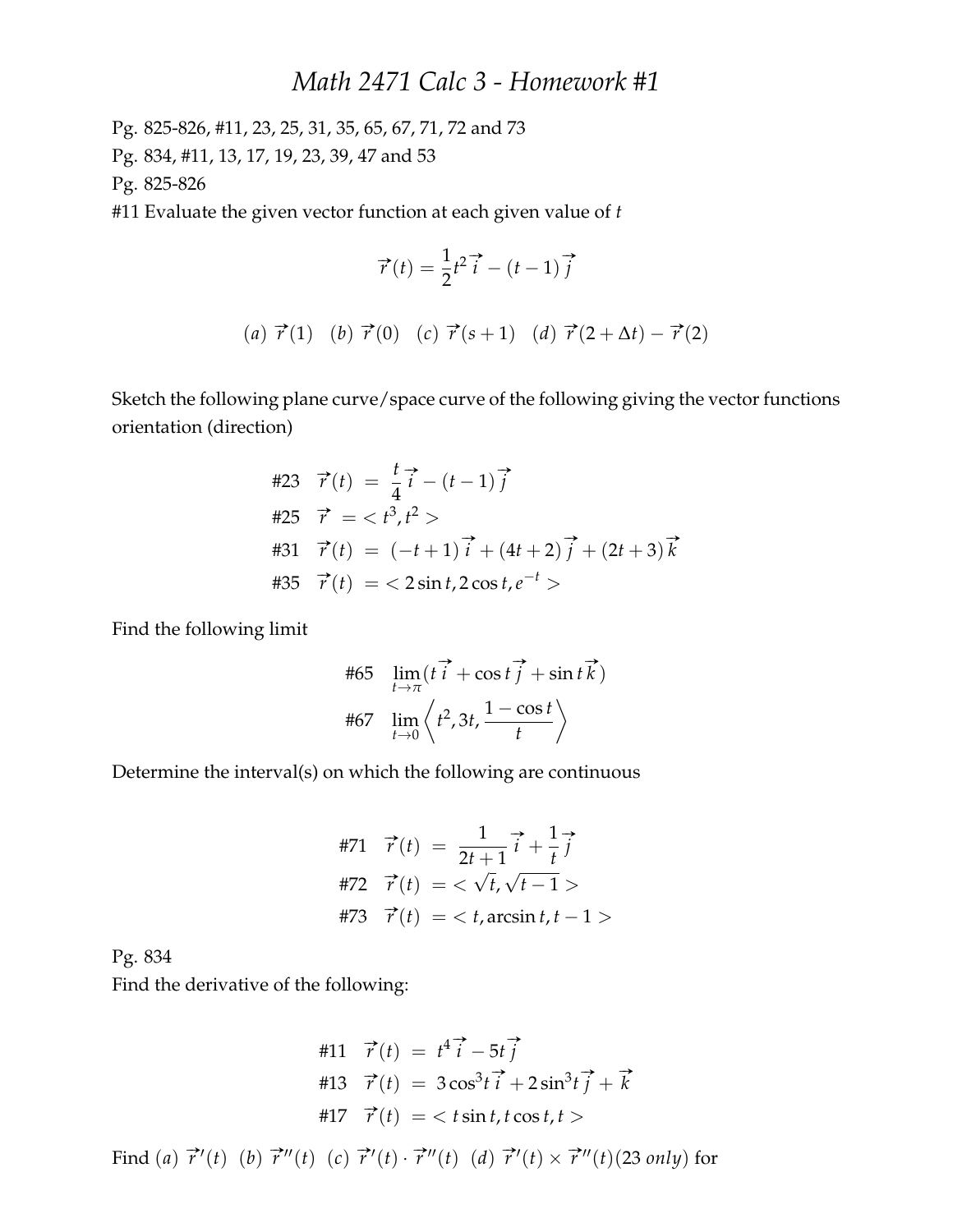# *Math 2471 Calc 3 - Homework #1*

Pg. 825-826, #11, 23, 25, 31, 35, 65, 67, 71, 72 and 73

Pg. 834, #11, 13, 17, 19, 23, 39, 47 and 53

Pg. 825-826

#11 Evaluate the given vector function at each given value of $t$

$$\vec{r}(t) = \frac{1}{2}t^2\vec{i} - (t-1)\vec{j}$$

$$(a)\ \vec{r}(1) \quad (b)\ \vec{r}(0) \quad (c)\ \vec{r}(s+1) \quad (d)\ \vec{r}(2+\Delta t) - \vec{r}(2)$$

Sketch the following plane curve/space curve of the following giving the vector functions orientation (direction)

$$\begin{aligned}
\#23 \quad \vec{r}(t) &= \frac{t}{4}\vec{i} - (t-1)\vec{j} \\
\#25 \quad \vec{r} &= < t^3, t^2 > \\
\#31 \quad \vec{r}(t) &= (-t+1)\vec{i} + (4t+2)\vec{j} + (2t+3)\vec{k} \\
\#35 \quad \vec{r}(t) &= < 2\sin t, 2\cos t, e^{-t} >
\end{aligned}$$

Find the following limit

$$\begin{aligned}
\#65 \quad & \lim_{t\to\pi}(t\vec{i} + \cos t\vec{j} + \sin t\vec{k}) \\
\#67 \quad & \lim_{t\to 0}\left\langle t^2, 3t, \frac{1-\cos t}{t}\right\rangle
\end{aligned}$$

Determine the interval(s) on which the following are continuous

$$\begin{aligned}
\#71 \quad \vec{r}(t) &= \frac{1}{2t+1}\vec{i} + \frac{1}{t}\vec{j} \\
\#72 \quad \vec{r}(t) &= < \sqrt{t}, \sqrt{t-1} > \\
\#73 \quad \vec{r}(t) &= < t, \arcsin t, t-1 >
\end{aligned}$$

Pg. 834

Find the derivative of the following:

$$\begin{aligned}
\#11 \quad \vec{r}(t) &= t^4\vec{i} - 5t\vec{j} \\
\#13 \quad \vec{r}(t) &= 3\cos^3 t\,\vec{i} + 2\sin^3 t\,\vec{j} + \vec{k} \\
\#17 \quad \vec{r}(t) &= < t\sin t, t\cos t, t >
\end{aligned}$$

Find $(a)\ \vec{r}\,'(t)$ $(b)\ \vec{r}\,''(t)$ $(c)\ \vec{r}\,'(t)\cdot\vec{r}\,''(t)$ $(d)\ \vec{r}\,'(t)\times\vec{r}\,''(t)$(23 *only*) for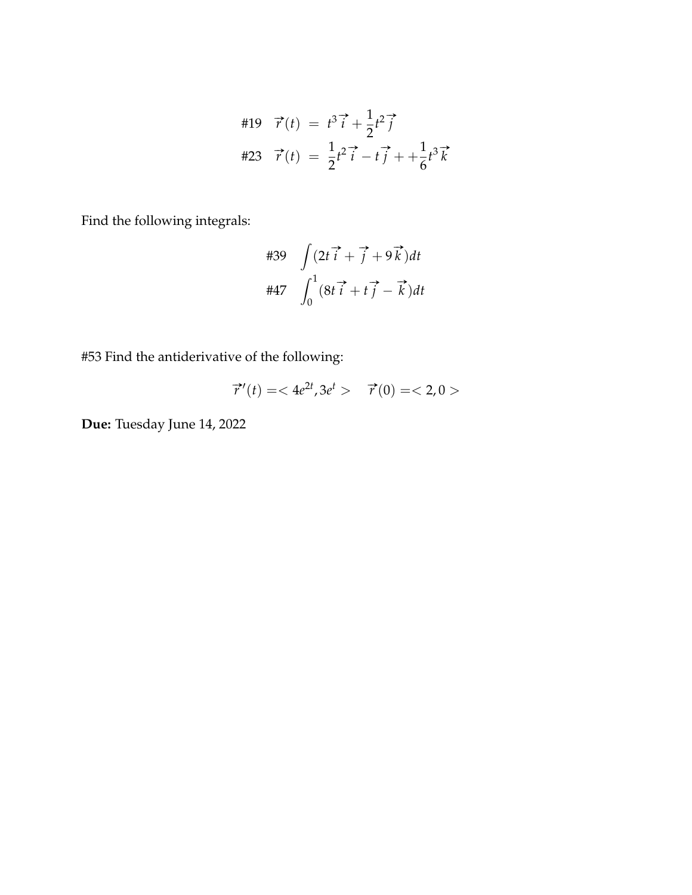$$\#19 \quad \vec{r}(t) = t^3\vec{i} + \frac{1}{2}t^2\vec{j}$$

$$\#23 \quad \vec{r}(t) = \frac{1}{2}t^2\vec{i} - t\vec{j} + +\frac{1}{6}t^3\vec{k}$$

Find the following integrals:

$$\#39 \quad \int (2t\vec{i} + \vec{j} + 9\vec{k})dt$$

$$\#47 \quad \int_0^1 (8t\vec{i} + t\vec{j} - \vec{k})dt$$

#53 Find the antiderivative of the following:

$$\vec{r}'(t) = < 4e^{2t}, 3e^t > \quad \vec{r}(0) = < 2, 0 >$$

**Due:** Tuesday June 14, 2022